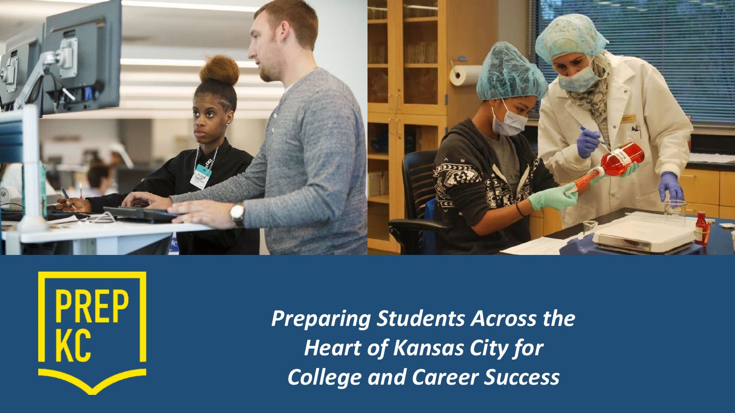PREP KC

*Preparing Students Across the Heart of Kansas City for College and Career Success*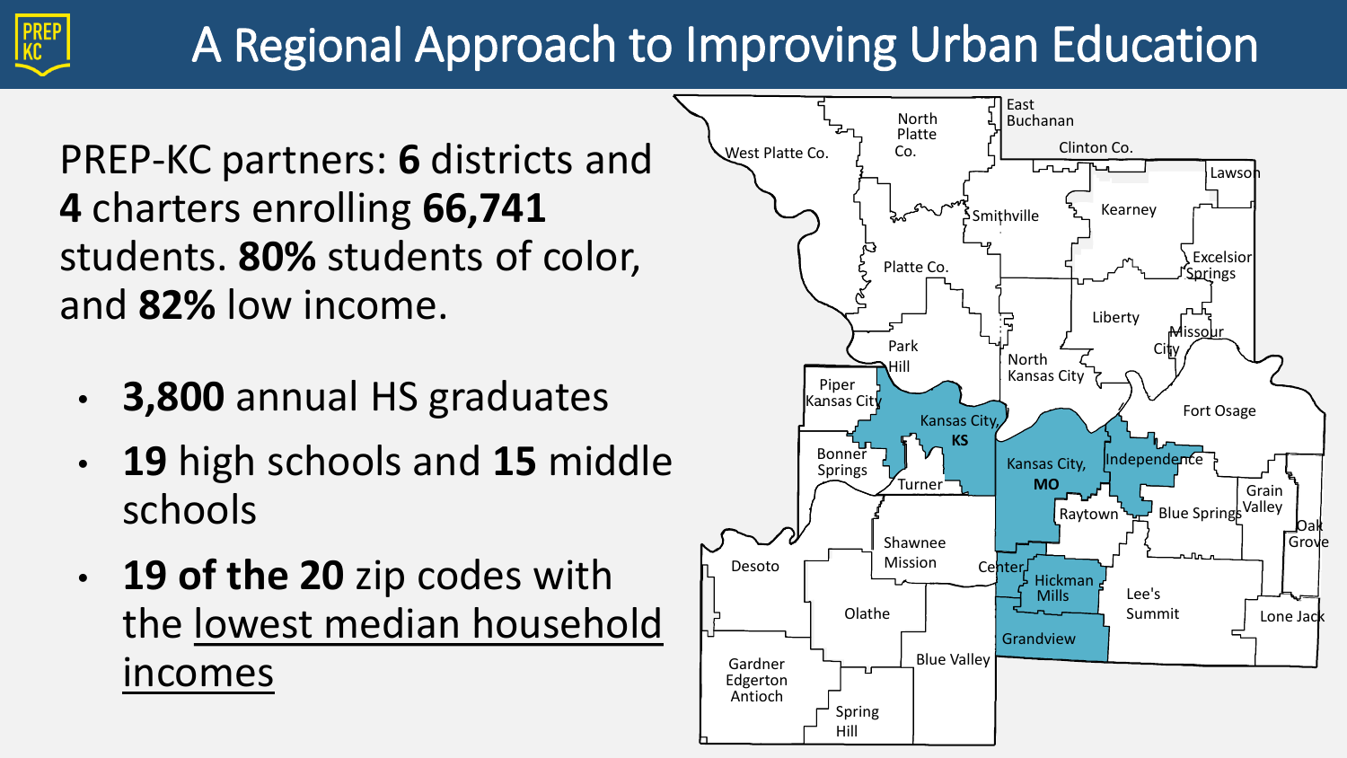# A Regional Approach to Improving Urban Education

PREP-KC partners: **6** districts and **4** charters enrolling **66,741** students. **80%** students of color, and **82%** low income.

- **3,800** annual HS graduates
- **19** high schools and **15** middle schools
- **19 of the 20** zip codes with the lowest median household incomes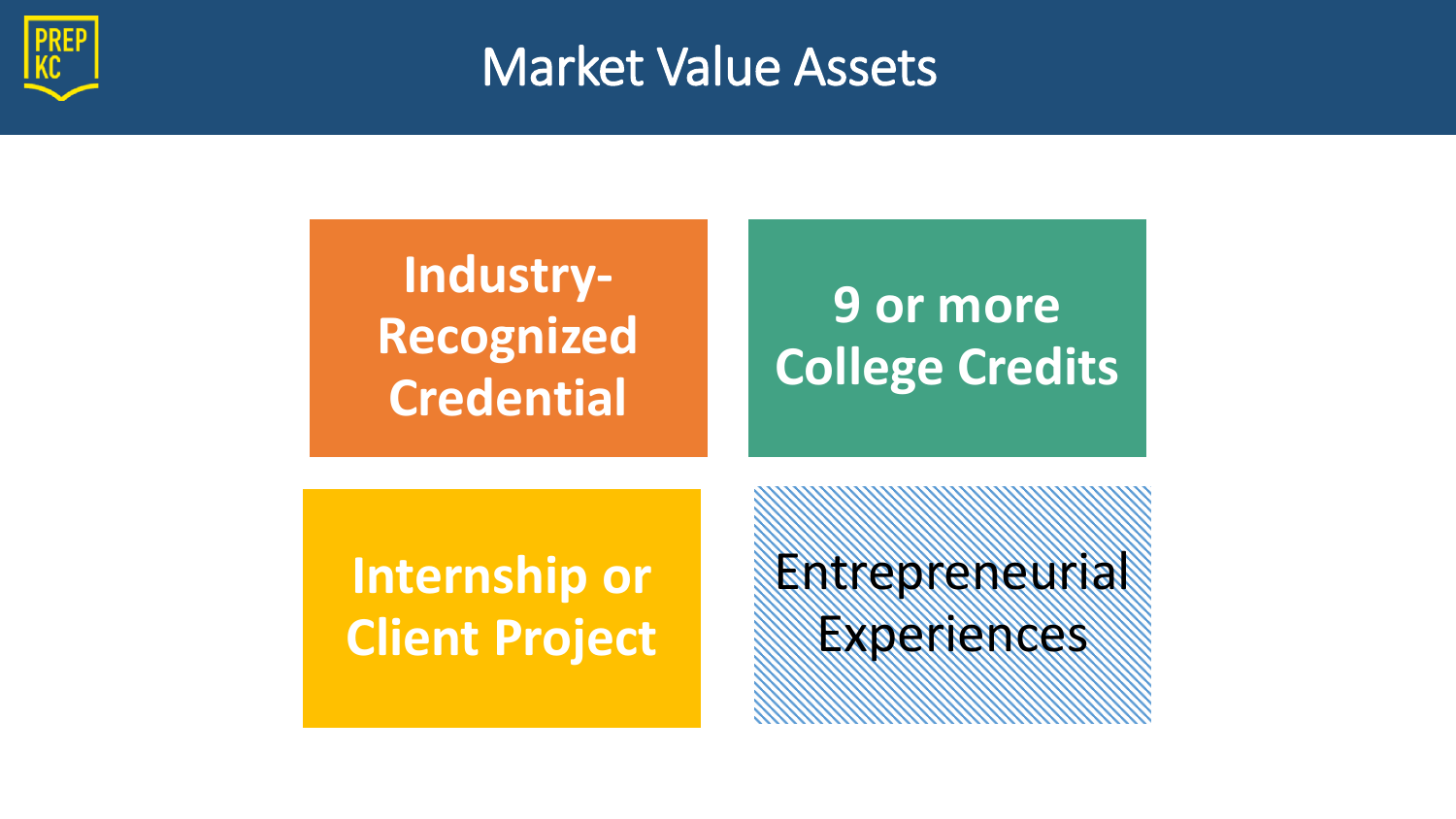# Market Value Assets

- Industry-Recognized Credential
- 9 or more College Credits
- Internship or Client Project
- Entrepreneurial Experiences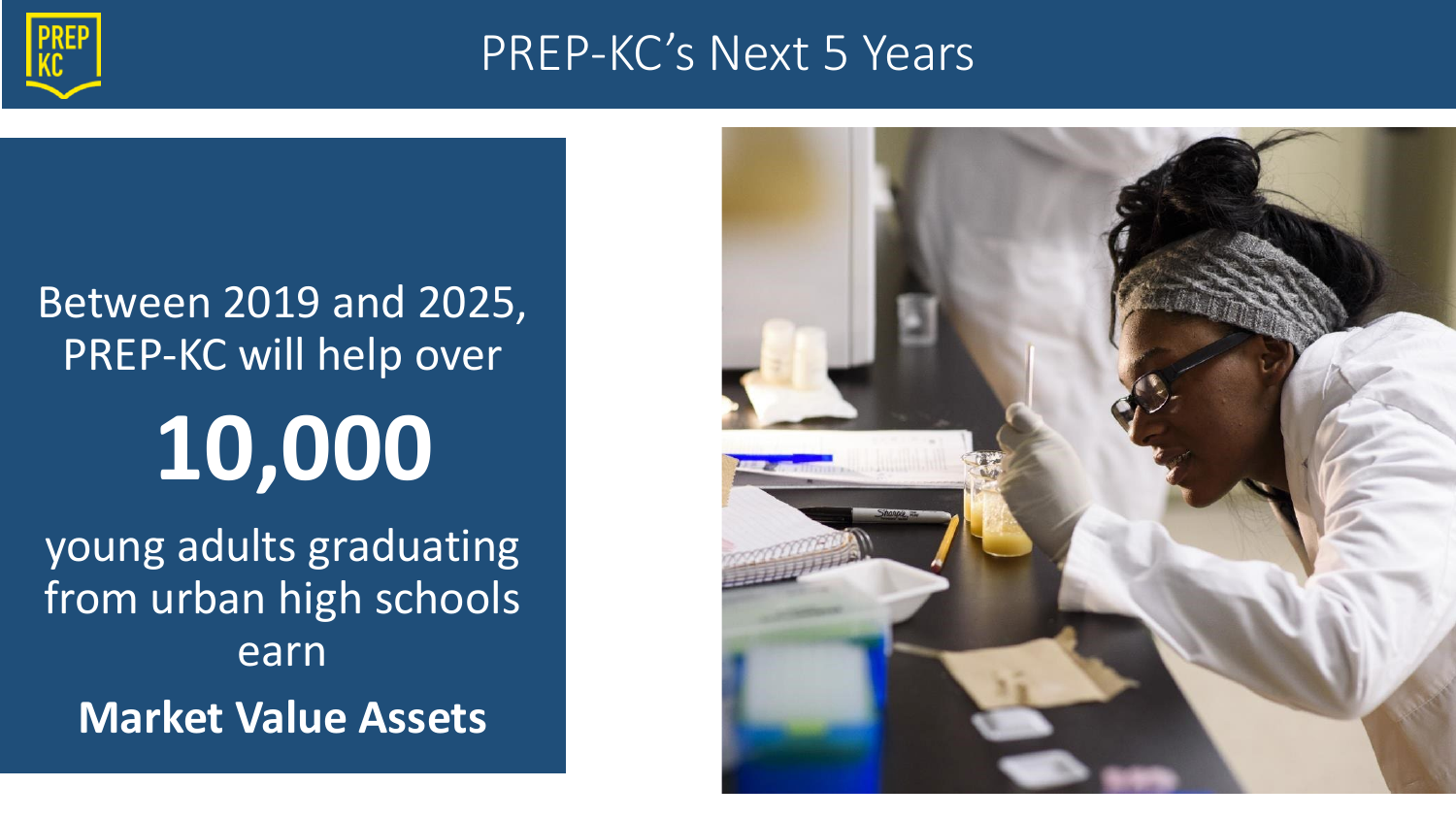# PREP-KC's Next 5 Years

Between 2019 and 2025, PREP-KC will help over

**10,000**

young adults graduating from urban high schools earn

**Market Value Assets**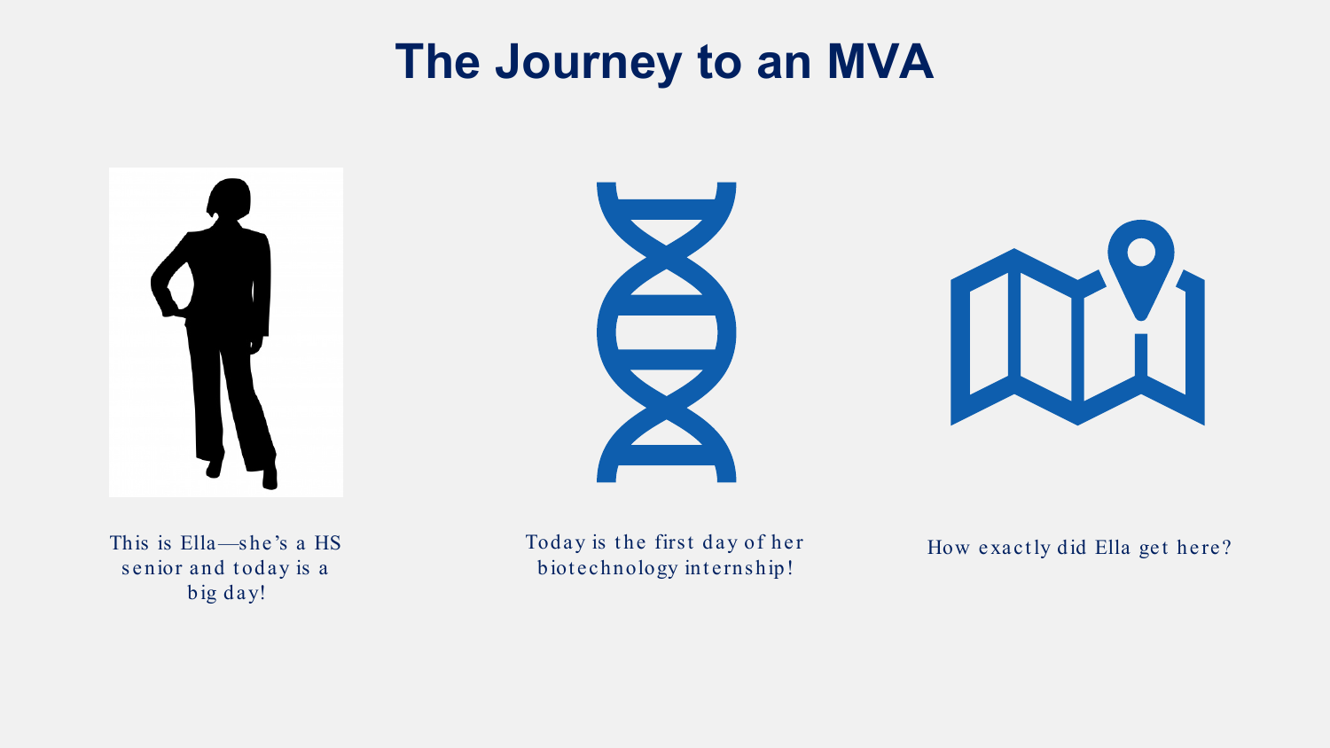# The Journey to an MVA

This is Ella—she's a HS senior and today is a big day!

Today is the first day of her biotechnology internship!

How exactly did Ella get here?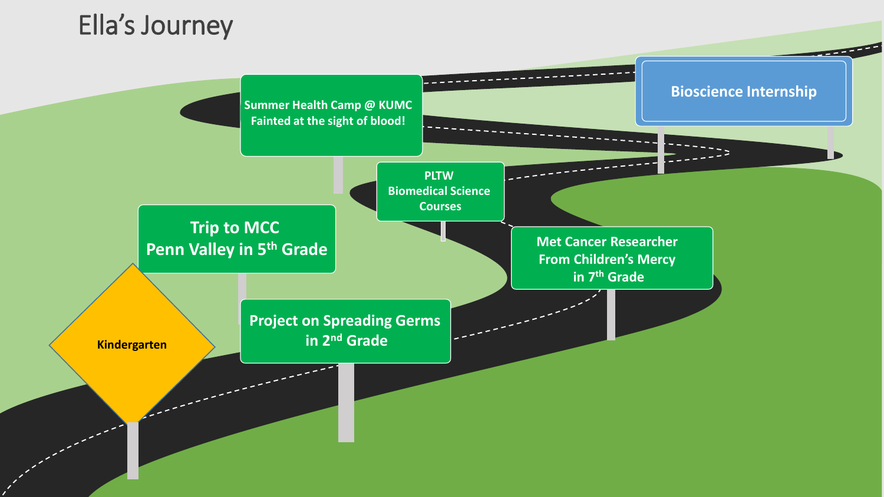# Ella's Journey

- Kindergarten
- Project on Spreading Germs in 2nd Grade
- Trip to MCC Penn Valley in 5th Grade
- Met Cancer Researcher From Children's Mercy in 7th Grade
- PLTW Biomedical Science Courses
- Summer Health Camp @ KUMC Fainted at the sight of blood!
- Bioscience Internship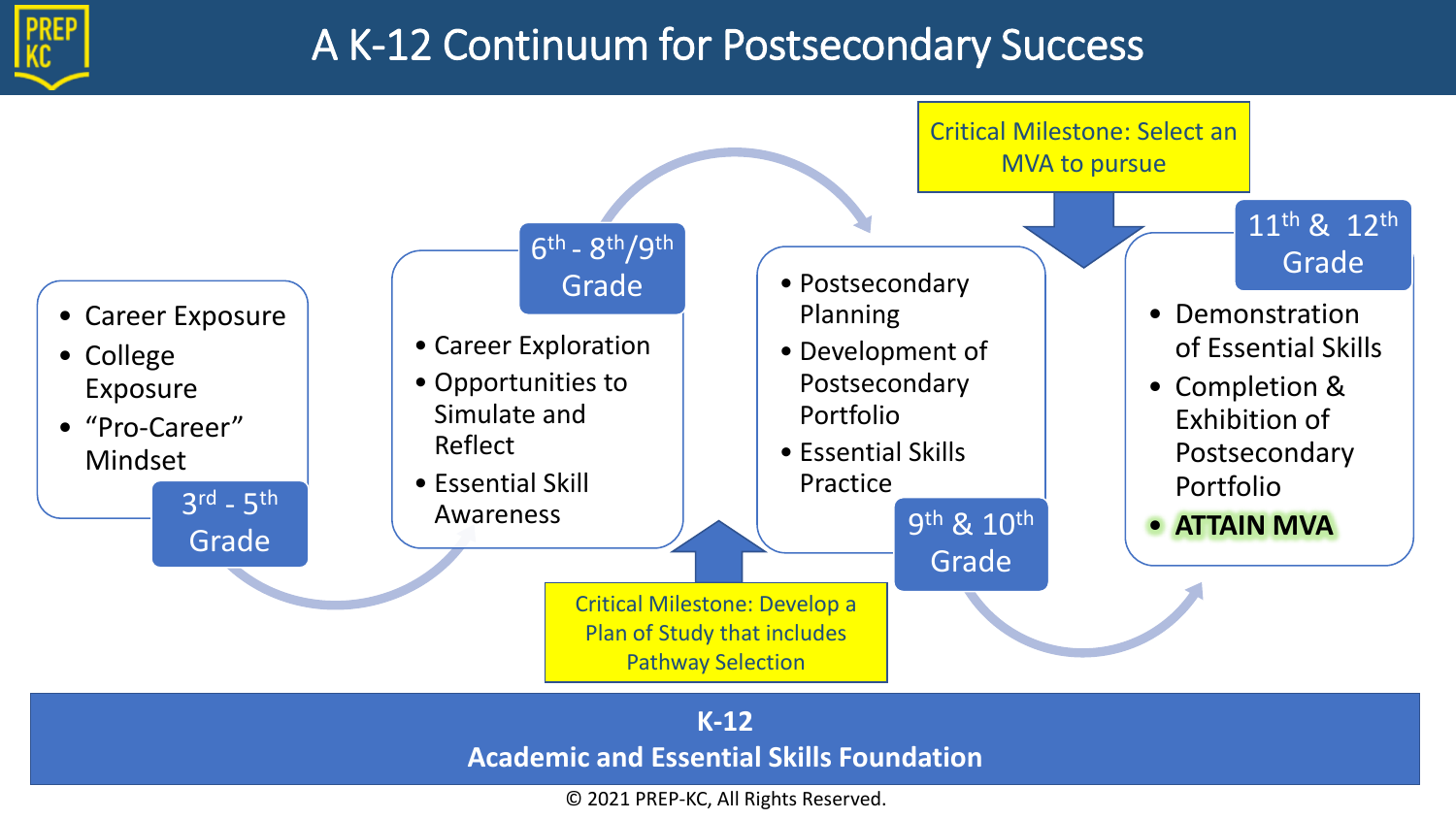# A K-12 Continuum for Postsecondary Success

## 3rd - 5th Grade

- Career Exposure
- College Exposure
- "Pro-Career" Mindset

## 6th - 8th/9th Grade

- Career Exploration
- Opportunities to Simulate and Reflect
- Essential Skill Awareness

Critical Milestone: Develop a Plan of Study that includes Pathway Selection

## 9th & 10th Grade

- Postsecondary Planning
- Development of Postsecondary Portfolio
- Essential Skills Practice

Critical Milestone: Select an MVA to pursue

## 11th & 12th Grade

- Demonstration of Essential Skills
- Completion & Exhibition of Postsecondary Portfolio
- **ATTAIN MVA**

**K-12**
**Academic and Essential Skills Foundation**

© 2021 PREP-KC, All Rights Reserved.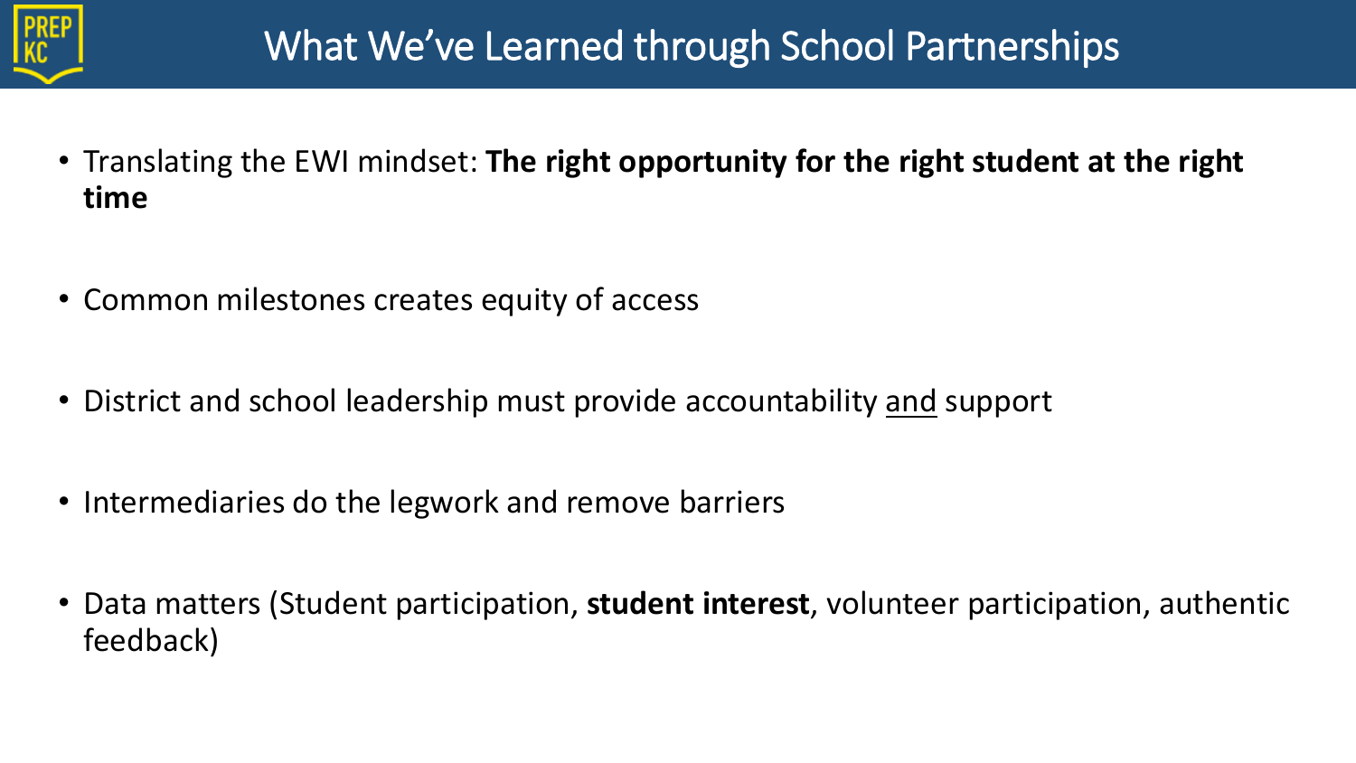# What We've Learned through School Partnerships

- Translating the EWI mindset: **The right opportunity for the right student at the right time**
- Common milestones creates equity of access
- District and school leadership must provide accountability <u>and</u> support
- Intermediaries do the legwork and remove barriers
- Data matters (Student participation, **student interest**, volunteer participation, authentic feedback)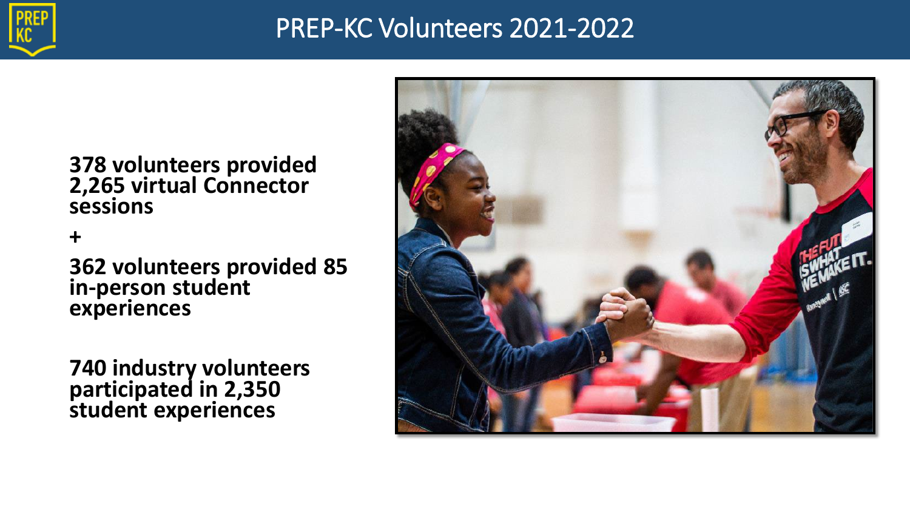# PREP-KC Volunteers 2021-2022

**378 volunteers provided 2,265 virtual Connector sessions**

**+**

**362 volunteers provided 85 in-person student experiences**

**740 industry volunteers participated in 2,350 student experiences**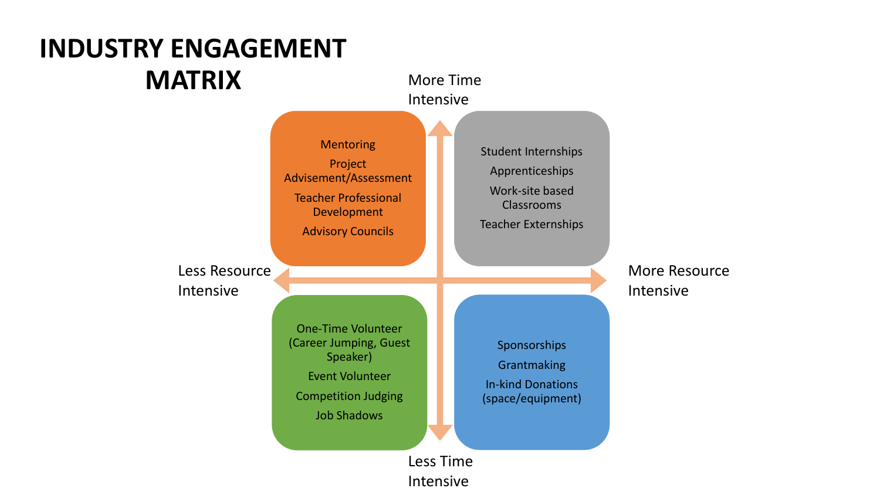# INDUSTRY ENGAGEMENT MATRIX

More Time Intensive

Less Time Intensive

Less Resource Intensive

More Resource Intensive

| | Less Resource Intensive | More Resource Intensive |
|---|---|---|
| **More Time Intensive** | Mentoring<br>Project Advisement/Assessment<br>Teacher Professional Development<br>Advisory Councils | Student Internships<br>Apprenticeships<br>Work-site based Classrooms<br>Teacher Externships |
| **Less Time Intensive** | One-Time Volunteer (Career Jumping, Guest Speaker)<br>Event Volunteer<br>Competition Judging<br>Job Shadows | Sponsorships<br>Grantmaking<br>In-kind Donations (space/equipment) |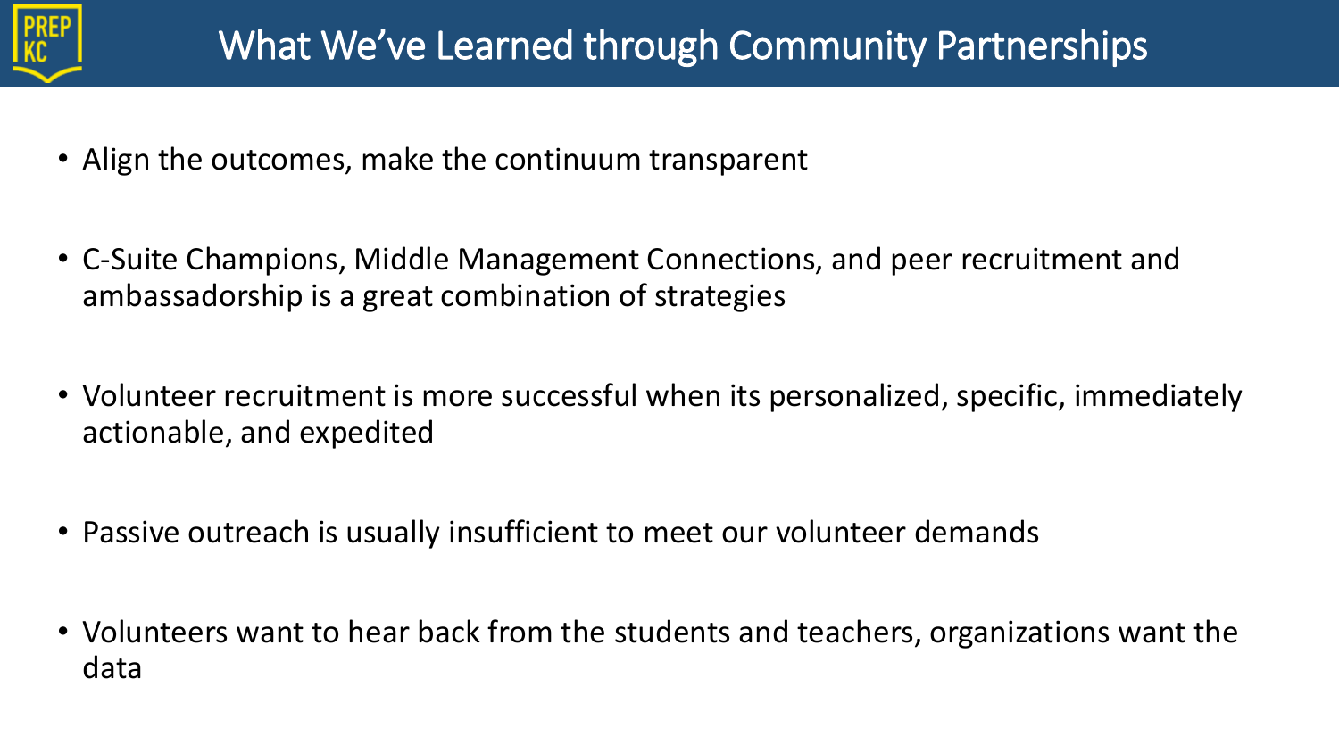# What We've Learned through Community Partnerships

- Align the outcomes, make the continuum transparent
- C-Suite Champions, Middle Management Connections, and peer recruitment and ambassadorship is a great combination of strategies
- Volunteer recruitment is more successful when its personalized, specific, immediately actionable, and expedited
- Passive outreach is usually insufficient to meet our volunteer demands
- Volunteers want to hear back from the students and teachers, organizations want the data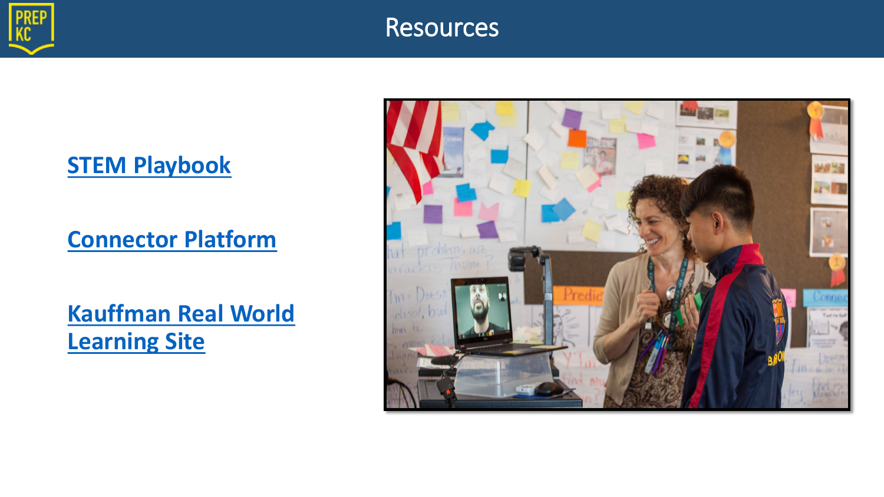# Resources

STEM Playbook

Connector Platform

Kauffman Real World Learning Site